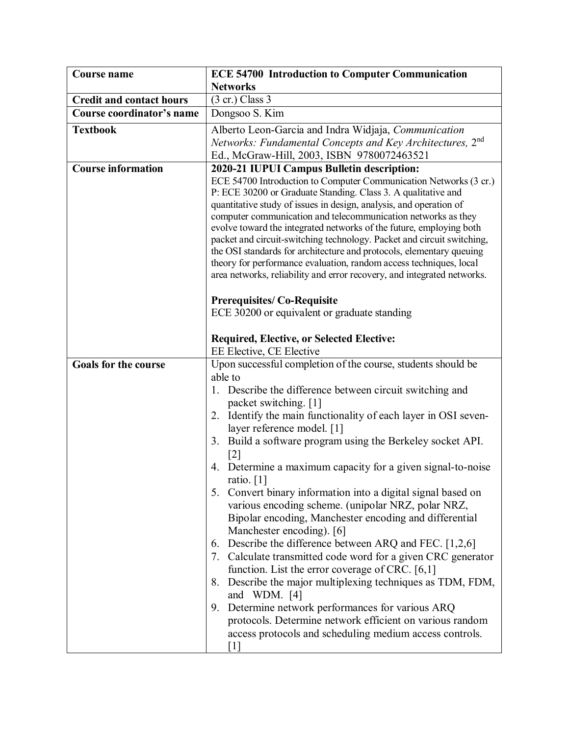| **Course name** | **ECE 54700 Introduction to Computer Communication Networks** |
|---|---|
| **Credit and contact hours** | (3 cr.) Class 3 |
| **Course coordinator's name** | Dongsoo S. Kim |
| **Textbook** | Alberto Leon-Garcia and Indra Widjaja, *Communication Networks: Fundamental Concepts and Key Architectures,* 2nd Ed., McGraw-Hill, 2003, ISBN 9780072463521 |
| **Course information** | **2020-21 IUPUI Campus Bulletin description:**<br>ECE 54700 Introduction to Computer Communication Networks (3 cr.) P: ECE 30200 or Graduate Standing. Class 3. A qualitative and quantitative study of issues in design, analysis, and operation of computer communication and telecommunication networks as they evolve toward the integrated networks of the future, employing both packet and circuit-switching technology. Packet and circuit switching, the OSI standards for architecture and protocols, elementary queuing theory for performance evaluation, random access techniques, local area networks, reliability and error recovery, and integrated networks.<br><br>**Prerequisites/ Co-Requisite**<br>ECE 30200 or equivalent or graduate standing<br><br>**Required, Elective, or Selected Elective:**<br>EE Elective, CE Elective |
| **Goals for the course** | Upon successful completion of the course, students should be able to<br>1. Describe the difference between circuit switching and packet switching. [1]<br>2. Identify the main functionality of each layer in OSI seven-layer reference model. [1]<br>3. Build a software program using the Berkeley socket API. [2]<br>4. Determine a maximum capacity for a given signal-to-noise ratio. [1]<br>5. Convert binary information into a digital signal based on various encoding scheme. (unipolar NRZ, polar NRZ, Bipolar encoding, Manchester encoding and differential Manchester encoding). [6]<br>6. Describe the difference between ARQ and FEC. [1,2,6]<br>7. Calculate transmitted code word for a given CRC generator function. List the error coverage of CRC. [6,1]<br>8. Describe the major multiplexing techniques as TDM, FDM, and WDM. [4]<br>9. Determine network performances for various ARQ protocols. Determine network efficient on various random access protocols and scheduling medium access controls. [1] |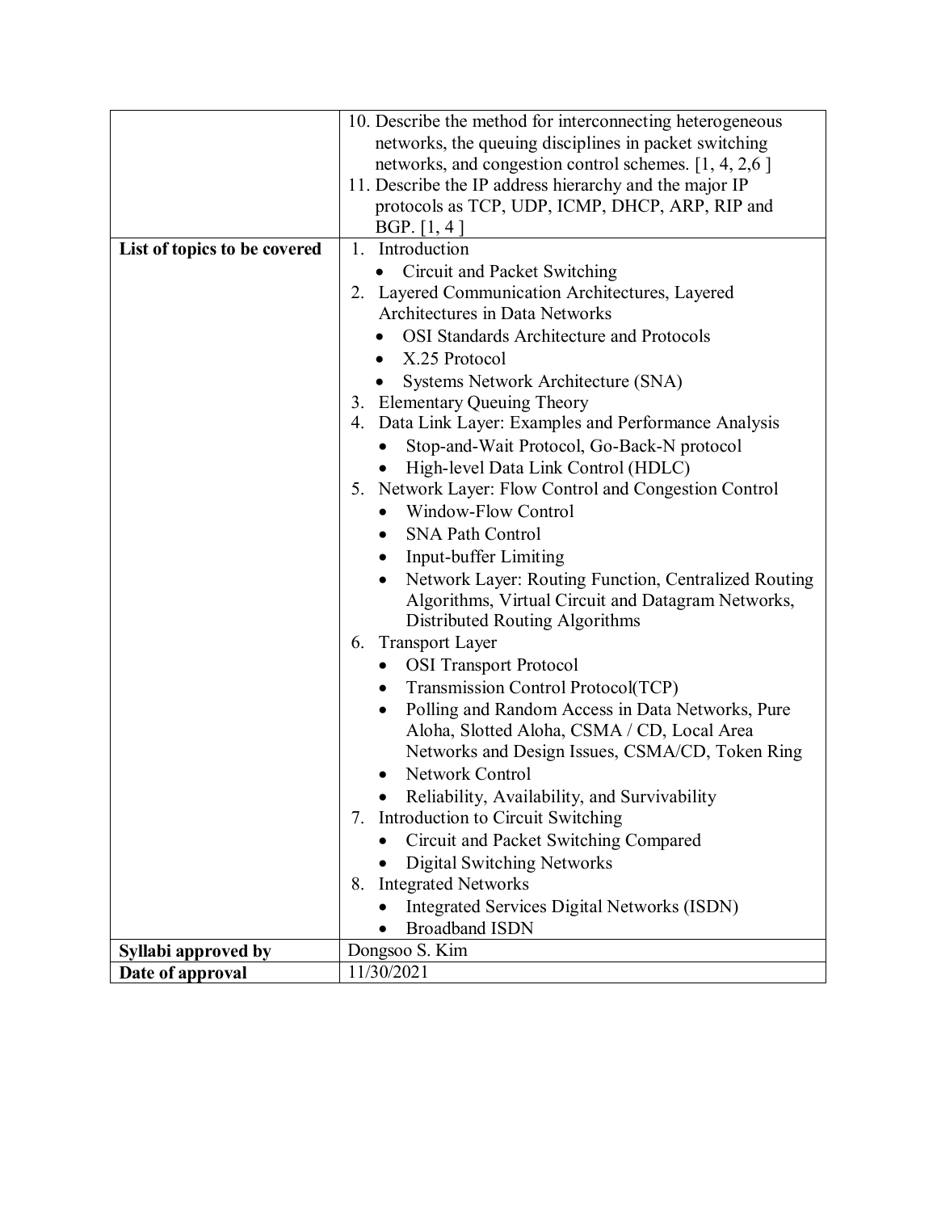| | |
|---|---|
| | 10. Describe the method for interconnecting heterogeneous networks, the queuing disciplines in packet switching networks, and congestion control schemes. [1, 4, 2,6 ]<br>11. Describe the IP address hierarchy and the major IP protocols as TCP, UDP, ICMP, DHCP, ARP, RIP and BGP. [1, 4 ] |
| **List of topics to be covered** | 1. Introduction<br>• Circuit and Packet Switching<br>2. Layered Communication Architectures, Layered Architectures in Data Networks<br>• OSI Standards Architecture and Protocols<br>• X.25 Protocol<br>• Systems Network Architecture (SNA)<br>3. Elementary Queuing Theory<br>4. Data Link Layer: Examples and Performance Analysis<br>• Stop-and-Wait Protocol, Go-Back-N protocol<br>• High-level Data Link Control (HDLC)<br>5. Network Layer: Flow Control and Congestion Control<br>• Window-Flow Control<br>• SNA Path Control<br>• Input-buffer Limiting<br>• Network Layer: Routing Function, Centralized Routing Algorithms, Virtual Circuit and Datagram Networks, Distributed Routing Algorithms<br>6. Transport Layer<br>• OSI Transport Protocol<br>• Transmission Control Protocol(TCP)<br>• Polling and Random Access in Data Networks, Pure Aloha, Slotted Aloha, CSMA / CD, Local Area Networks and Design Issues, CSMA/CD, Token Ring<br>• Network Control<br>• Reliability, Availability, and Survivability<br>7. Introduction to Circuit Switching<br>• Circuit and Packet Switching Compared<br>• Digital Switching Networks<br>8. Integrated Networks<br>• Integrated Services Digital Networks (ISDN)<br>• Broadband ISDN |
| **Syllabi approved by** | Dongsoo S. Kim |
| **Date of approval** | 11/30/2021 |